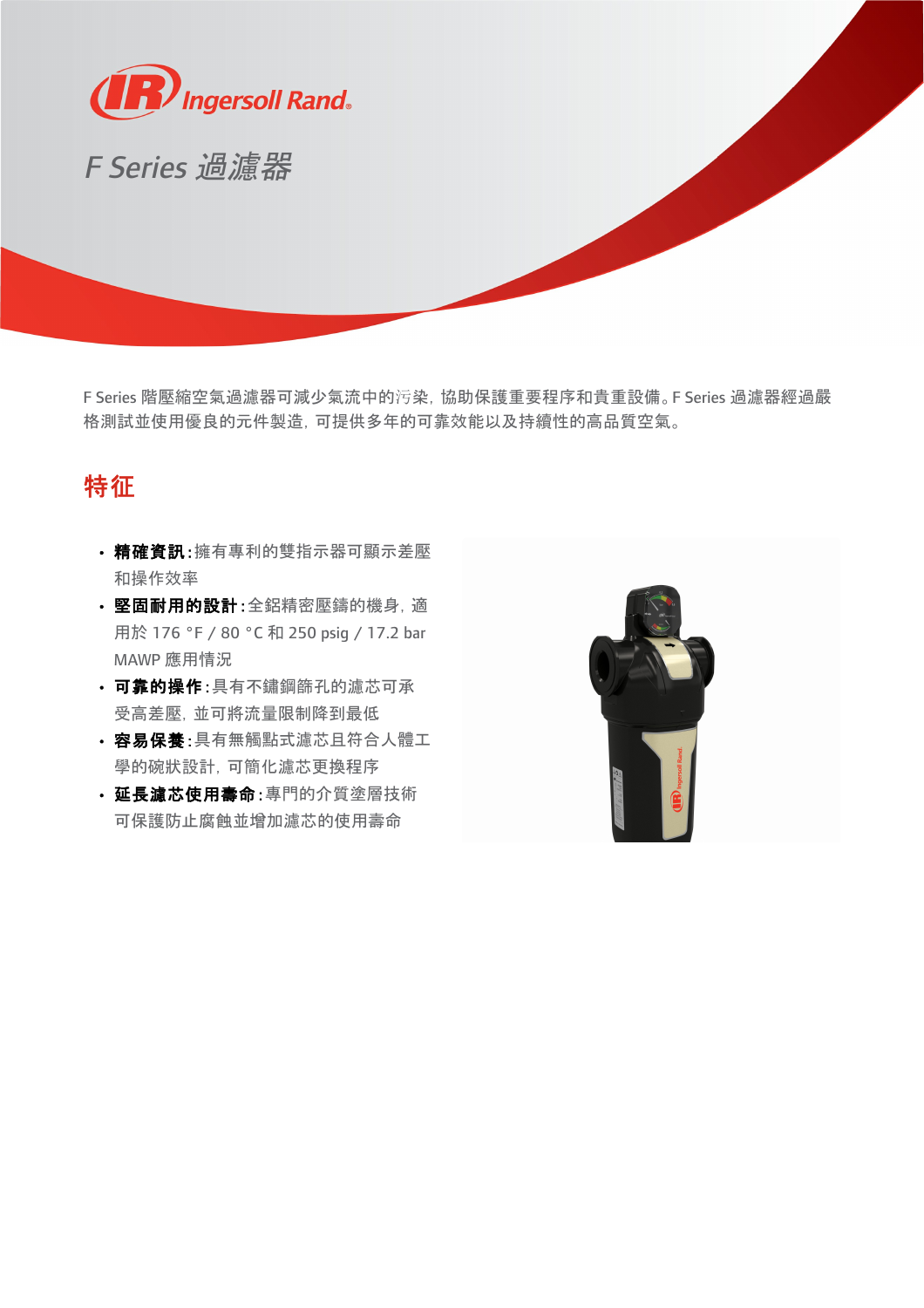Ingersoll Rand

# F Series 過濾器

F Series 階壓縮空氣過濾器可減少氣流中的污染，協助保護重要程序和貴重設備。F Series 過濾器經過嚴格測試並使用優良的元件製造，可提供多年的可靠效能以及持續性的高品質空氣。

## 特征

- **精確資訊**：擁有專利的雙指示器可顯示差壓和操作效率
- **堅固耐用的設計**：全鋁精密壓鑄的機身，適用於 176 °F / 80 °C 和 250 psig / 17.2 bar MAWP 應用情況
- **可靠的操作**：具有不鏽鋼篩孔的濾芯可承受高差壓，並可將流量限制降到最低
- **容易保養**：具有無觸點式濾芯且符合人體工學的碗狀設計，可簡化濾芯更換程序
- **延長濾芯使用壽命**：專門的介質塗層技術可保護防止腐蝕並增加濾芯的使用壽命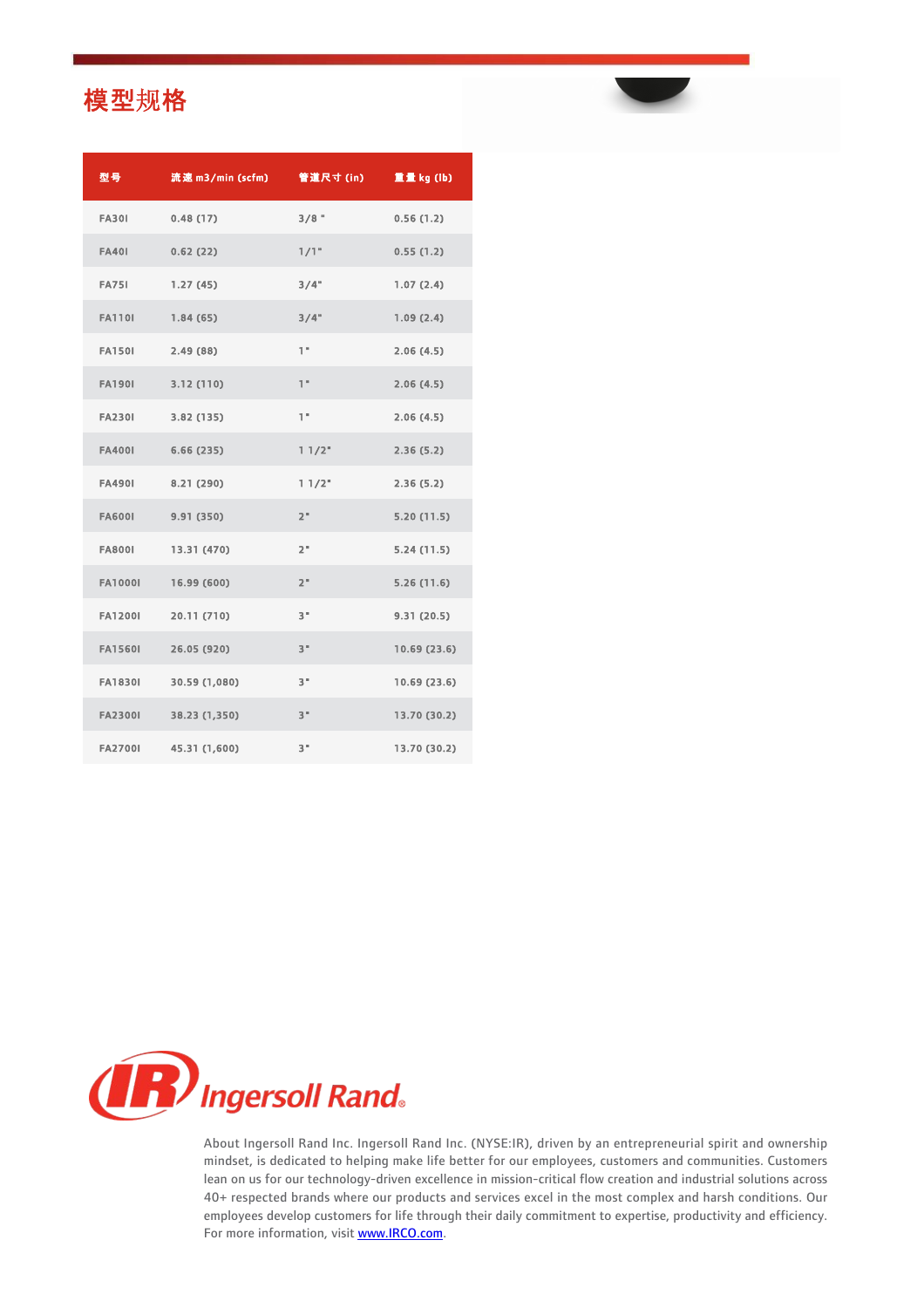## 模型规格

| 型号 | 流速 m3/min (scfm) | 管道尺寸 (in) | 重量 kg (lb) |
|---|---|---|---|
| FA30I | 0.48 (17) | 3/8 " | 0.56 (1.2) |
| FA40I | 0.62 (22) | 1/1" | 0.55 (1.2) |
| FA75I | 1.27 (45) | 3/4" | 1.07 (2.4) |
| FA110I | 1.84 (65) | 3/4" | 1.09 (2.4) |
| FA150I | 2.49 (88) | 1" | 2.06 (4.5) |
| FA190I | 3.12 (110) | 1" | 2.06 (4.5) |
| FA230I | 3.82 (135) | 1" | 2.06 (4.5) |
| FA400I | 6.66 (235) | 1 1/2" | 2.36 (5.2) |
| FA490I | 8.21 (290) | 1 1/2" | 2.36 (5.2) |
| FA600I | 9.91 (350) | 2" | 5.20 (11.5) |
| FA800I | 13.31 (470) | 2" | 5.24 (11.5) |
| FA1000I | 16.99 (600) | 2" | 5.26 (11.6) |
| FA1200I | 20.11 (710) | 3" | 9.31 (20.5) |
| FA1560I | 26.05 (920) | 3" | 10.69 (23.6) |
| FA1830I | 30.59 (1,080) | 3" | 10.69 (23.6) |
| FA2300I | 38.23 (1,350) | 3" | 13.70 (30.2) |
| FA2700I | 45.31 (1,600) | 3" | 13.70 (30.2) |

IR Ingersoll Rand®

About Ingersoll Rand Inc. Ingersoll Rand Inc. (NYSE:IR), driven by an entrepreneurial spirit and ownership mindset, is dedicated to helping make life better for our employees, customers and communities. Customers lean on us for our technology-driven excellence in mission-critical flow creation and industrial solutions across 40+ respected brands where our products and services excel in the most complex and harsh conditions. Our employees develop customers for life through their daily commitment to expertise, productivity and efficiency. For more information, visit www.IRCO.com.